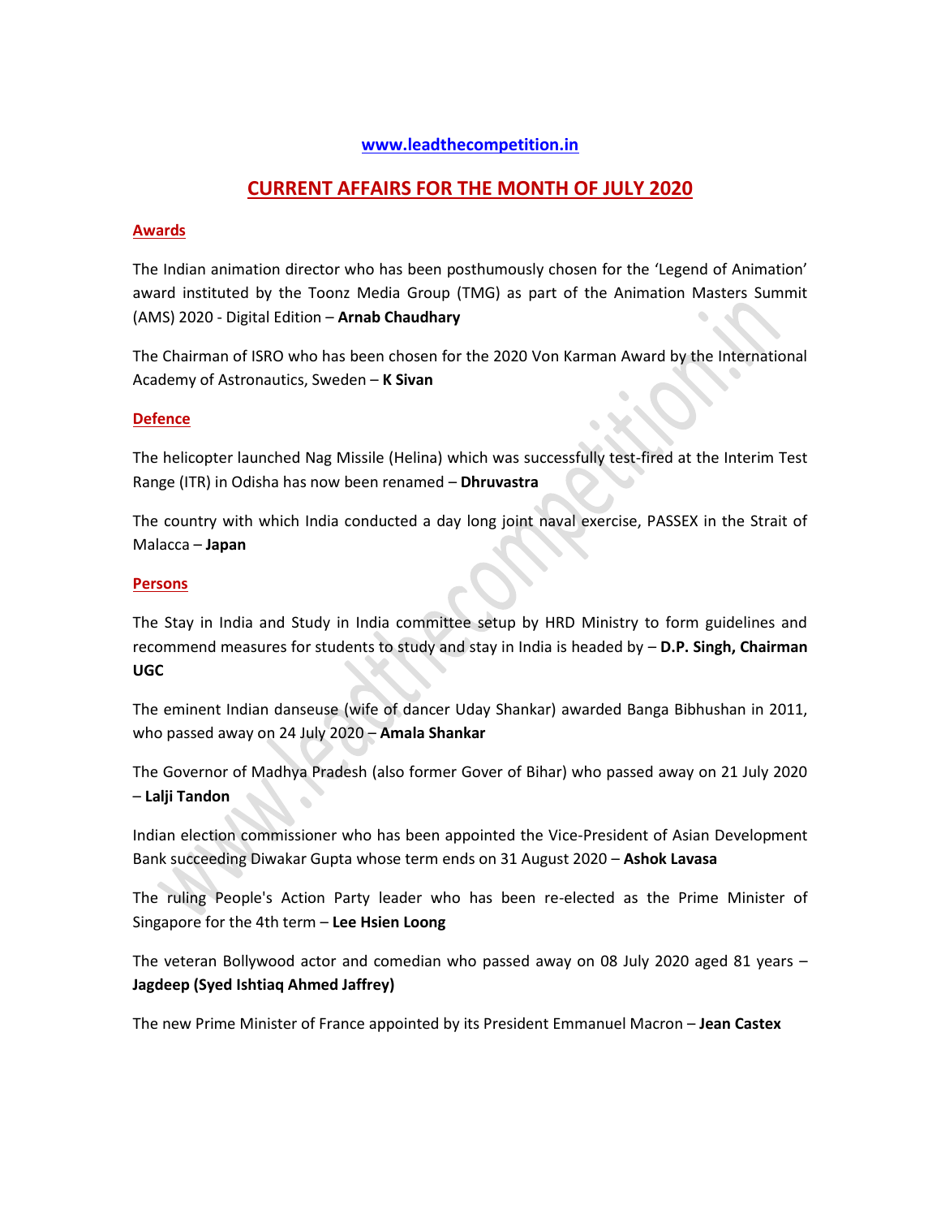[www.leadthecompetition.in](http://www.leadthecompetition.in)

# CURRENT AFFAIRS FOR THE MONTH OF JULY 2020

## Awards

The Indian animation director who has been posthumously chosen for the 'Legend of Animation' award instituted by the Toonz Media Group (TMG) as part of the Animation Masters Summit (AMS) 2020 - Digital Edition – **Arnab Chaudhary**

The Chairman of ISRO who has been chosen for the 2020 Von Karman Award by the International Academy of Astronautics, Sweden – **K Sivan**

## Defence

The helicopter launched Nag Missile (Helina) which was successfully test-fired at the Interim Test Range (ITR) in Odisha has now been renamed – **Dhruvastra**

The country with which India conducted a day long joint naval exercise, PASSEX in the Strait of Malacca – **Japan**

## Persons

The Stay in India and Study in India committee setup by HRD Ministry to form guidelines and recommend measures for students to study and stay in India is headed by – **D.P. Singh, Chairman UGC**

The eminent Indian danseuse (wife of dancer Uday Shankar) awarded Banga Bibhushan in 2011, who passed away on 24 July 2020 – **Amala Shankar**

The Governor of Madhya Pradesh (also former Gover of Bihar) who passed away on 21 July 2020 – **Lalji Tandon**

Indian election commissioner who has been appointed the Vice-President of Asian Development Bank succeeding Diwakar Gupta whose term ends on 31 August 2020 – **Ashok Lavasa**

The ruling People's Action Party leader who has been re-elected as the Prime Minister of Singapore for the 4th term – **Lee Hsien Loong**

The veteran Bollywood actor and comedian who passed away on 08 July 2020 aged 81 years – **Jagdeep (Syed Ishtiaq Ahmed Jaffrey)**

The new Prime Minister of France appointed by its President Emmanuel Macron – **Jean Castex**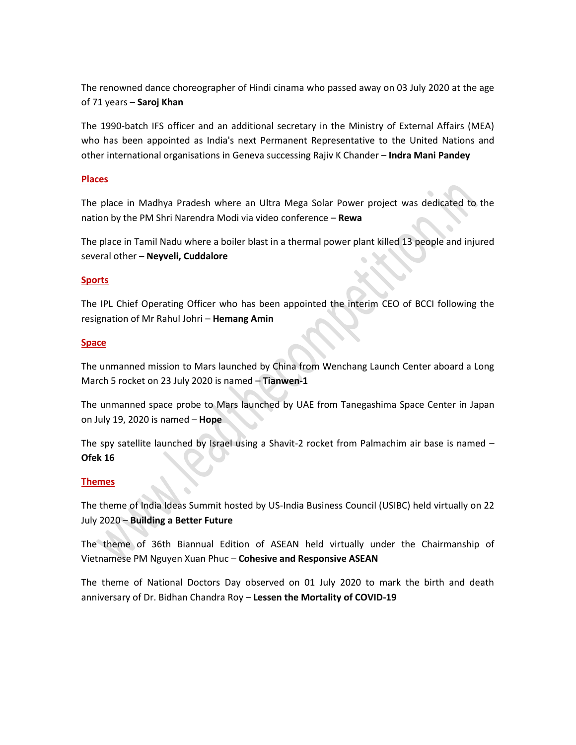The renowned dance choreographer of Hindi cinama who passed away on 03 July 2020 at the age of 71 years – **Saroj Khan**

The 1990-batch IFS officer and an additional secretary in the Ministry of External Affairs (MEA) who has been appointed as India's next Permanent Representative to the United Nations and other international organisations in Geneva successing Rajiv K Chander – **Indra Mani Pandey**

## Places

The place in Madhya Pradesh where an Ultra Mega Solar Power project was dedicated to the nation by the PM Shri Narendra Modi via video conference – **Rewa**

The place in Tamil Nadu where a boiler blast in a thermal power plant killed 13 people and injured several other – **Neyveli, Cuddalore**

## Sports

The IPL Chief Operating Officer who has been appointed the interim CEO of BCCI following the resignation of Mr Rahul Johri – **Hemang Amin**

## Space

The unmanned mission to Mars launched by China from Wenchang Launch Center aboard a Long March 5 rocket on 23 July 2020 is named – **Tianwen-1**

The unmanned space probe to Mars launched by UAE from Tanegashima Space Center in Japan on July 19, 2020 is named – **Hope**

The spy satellite launched by Israel using a Shavit-2 rocket from Palmachim air base is named – **Ofek 16**

## Themes

The theme of India Ideas Summit hosted by US-India Business Council (USIBC) held virtually on 22 July 2020 – **Building a Better Future**

The theme of 36th Biannual Edition of ASEAN held virtually under the Chairmanship of Vietnamese PM Nguyen Xuan Phuc – **Cohesive and Responsive ASEAN**

The theme of National Doctors Day observed on 01 July 2020 to mark the birth and death anniversary of Dr. Bidhan Chandra Roy – **Lessen the Mortality of COVID-19**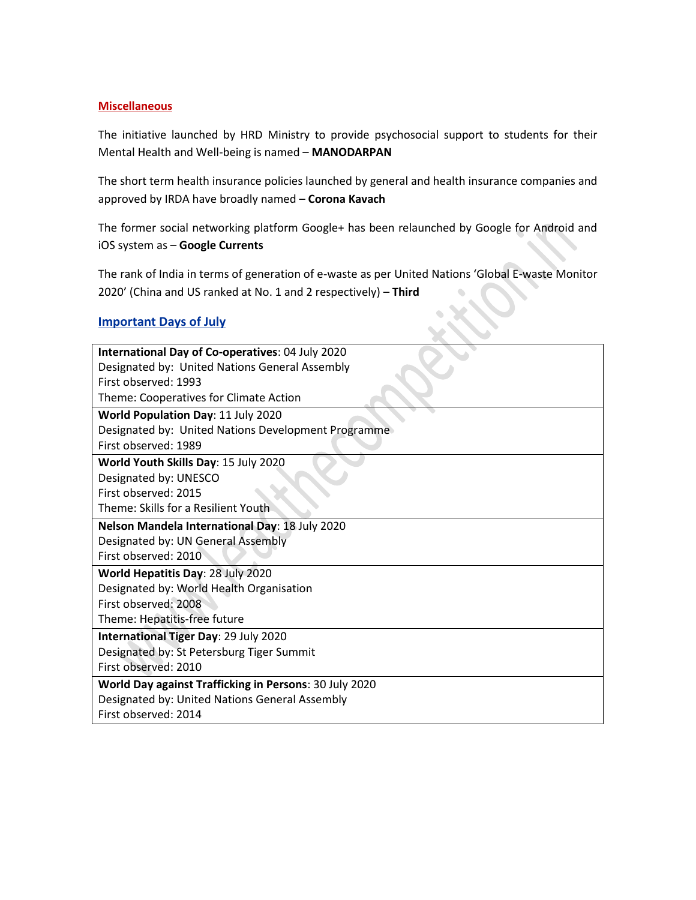## Miscellaneous

The initiative launched by HRD Ministry to provide psychosocial support to students for their Mental Health and Well-being is named – **MANODARPAN**

The short term health insurance policies launched by general and health insurance companies and approved by IRDA have broadly named – **Corona Kavach**

The former social networking platform Google+ has been relaunched by Google for Android and iOS system as – **Google Currents**

The rank of India in terms of generation of e-waste as per United Nations 'Global E-waste Monitor 2020' (China and US ranked at No. 1 and 2 respectively) – **Third**

## Important Days of July

| |
|---|
| **International Day of Co-operatives**: 04 July 2020<br>Designated by: United Nations General Assembly<br>First observed: 1993<br>Theme: Cooperatives for Climate Action |
| **World Population Day**: 11 July 2020<br>Designated by: United Nations Development Programme<br>First observed: 1989 |
| **World Youth Skills Day**: 15 July 2020<br>Designated by: UNESCO<br>First observed: 2015<br>Theme: Skills for a Resilient Youth |
| **Nelson Mandela International Day**: 18 July 2020<br>Designated by: UN General Assembly<br>First observed: 2010 |
| **World Hepatitis Day**: 28 July 2020<br>Designated by: World Health Organisation<br>First observed: 2008<br>Theme: Hepatitis-free future |
| **International Tiger Day**: 29 July 2020<br>Designated by: St Petersburg Tiger Summit<br>First observed: 2010 |
| **World Day against Trafficking in Persons**: 30 July 2020<br>Designated by: United Nations General Assembly<br>First observed: 2014 |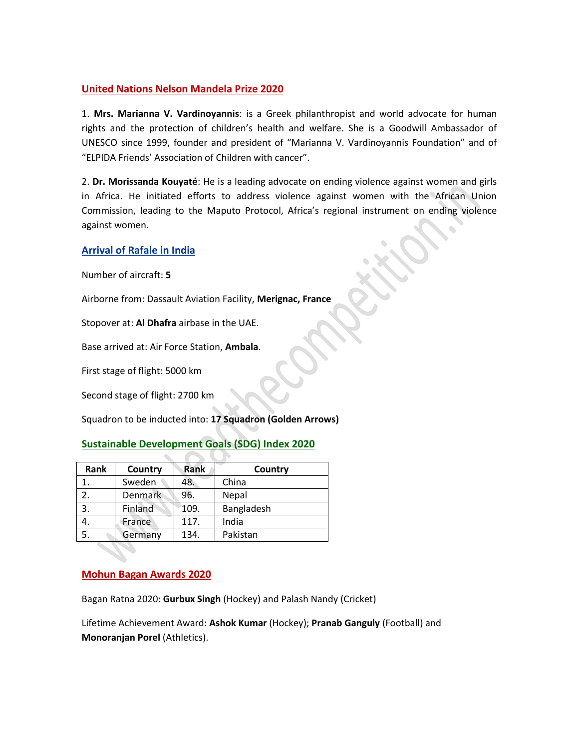## United Nations Nelson Mandela Prize 2020

1. **Mrs. Marianna V. Vardinoyannis**: is a Greek philanthropist and world advocate for human rights and the protection of children's health and welfare. She is a Goodwill Ambassador of UNESCO since 1999, founder and president of "Marianna V. Vardinoyannis Foundation" and of "ELPIDA Friends' Association of Children with cancer".

2. **Dr. Morissanda Kouyaté**: He is a leading advocate on ending violence against women and girls in Africa. He initiated efforts to address violence against women with the African Union Commission, leading to the Maputo Protocol, Africa's regional instrument on ending violence against women.

## Arrival of Rafale in India

Number of aircraft: **5**

Airborne from: Dassault Aviation Facility, **Merignac, France**

Stopover at: **Al Dhafra** airbase in the UAE.

Base arrived at: Air Force Station, **Ambala**.

First stage of flight: 5000 km

Second stage of flight: 2700 km

Squadron to be inducted into: **17 Squadron (Golden Arrows)**

## Sustainable Development Goals (SDG) Index 2020

| Rank | Country | Rank | Country |
|---|---|---|---|
| 1. | Sweden | 48. | China |
| 2. | Denmark | 96. | Nepal |
| 3. | Finland | 109. | Bangladesh |
| 4. | France | 117. | India |
| 5. | Germany | 134. | Pakistan |

## Mohun Bagan Awards 2020

Bagan Ratna 2020: **Gurbux Singh** (Hockey) and Palash Nandy (Cricket)

Lifetime Achievement Award: **Ashok Kumar** (Hockey); **Pranab Ganguly** (Football) and **Monoranjan Porel** (Athletics).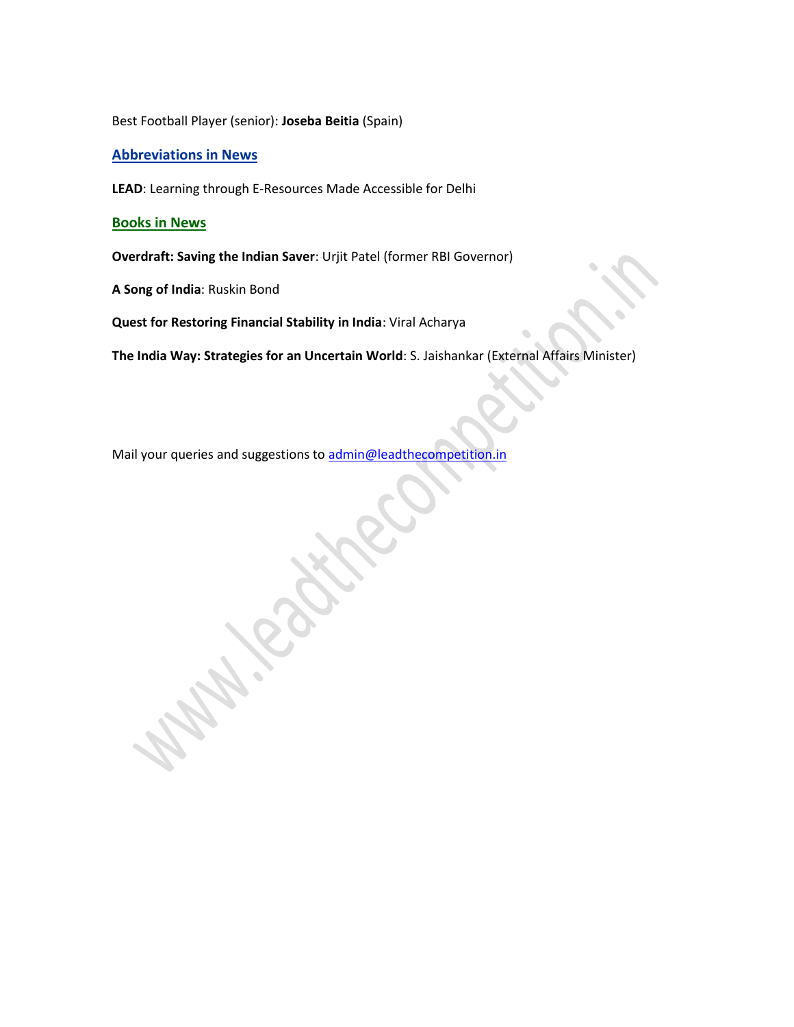Best Football Player (senior): **Joseba Beitia** (Spain)

## Abbreviations in News

**LEAD**: Learning through E-Resources Made Accessible for Delhi

## Books in News

**Overdraft: Saving the Indian Saver**: Urjit Patel (former RBI Governor)

**A Song of India**: Ruskin Bond

**Quest for Restoring Financial Stability in India**: Viral Acharya

**The India Way: Strategies for an Uncertain World**: S. Jaishankar (External Affairs Minister)

Mail your queries and suggestions to admin@leadthecompetition.in